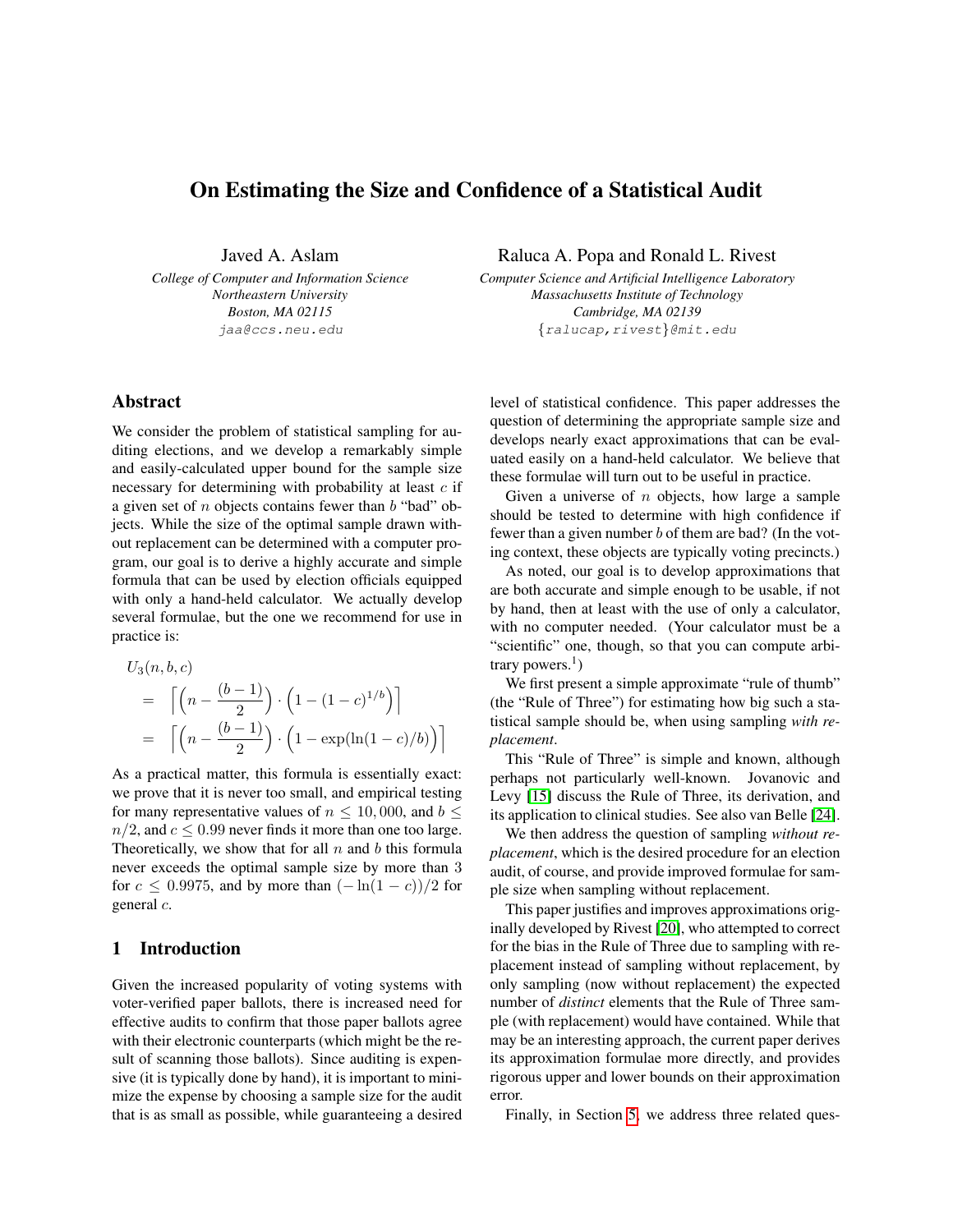# On Estimating the Size and Confidence of a Statistical Audit

Javed A. Aslam
*College of Computer and Information Science*
*Northeastern University*
*Boston, MA 02115*
`jaa@ccs.neu.edu`

Raluca A. Popa and Ronald L. Rivest
*Computer Science and Artificial Intelligence Laboratory*
*Massachusetts Institute of Technology*
*Cambridge, MA 02139*
`{ralucap,rivest}@mit.edu`

## Abstract

We consider the problem of statistical sampling for auditing elections, and we develop a remarkably simple and easily-calculated upper bound for the sample size necessary for determining with probability at least $c$ if a given set of $n$ objects contains fewer than $b$ "bad" objects. While the size of the optimal sample drawn without replacement can be determined with a computer program, our goal is to derive a highly accurate and simple formula that can be used by election officials equipped with only a hand-held calculator. We actually develop several formulae, but the one we recommend for use in practice is:

$$
\begin{aligned}
& U_3(n, b, c) \\
&= \left\lceil \left(n - \frac{(b-1)}{2}\right) \cdot \left(1 - (1-c)^{1/b}\right) \right\rceil \\
&= \left\lceil \left(n - \frac{(b-1)}{2}\right) \cdot \left(1 - \exp(\ln(1-c)/b)\right) \right\rceil
\end{aligned}
$$

As a practical matter, this formula is essentially exact: we prove that it is never too small, and empirical testing for many representative values of $n \leq 10,000$, and $b \leq n/2$, and $c \leq 0.99$ never finds it more than one too large. Theoretically, we show that for all $n$ and $b$ this formula never exceeds the optimal sample size by more than 3 for $c \leq 0.9975$, and by more than $(-\ln(1-c))/2$ for general $c$.

## 1 Introduction

Given the increased popularity of voting systems with voter-verified paper ballots, there is increased need for effective audits to confirm that those paper ballots agree with their electronic counterparts (which might be the result of scanning those ballots). Since auditing is expensive (it is typically done by hand), it is important to minimize the expense by choosing a sample size for the audit that is as small as possible, while guaranteeing a desired level of statistical confidence. This paper addresses the question of determining the appropriate sample size and develops nearly exact approximations that can be evaluated easily on a hand-held calculator. We believe that these formulae will turn out to be useful in practice.

Given a universe of $n$ objects, how large a sample should be tested to determine with high confidence if fewer than a given number $b$ of them are bad? (In the voting context, these objects are typically voting precincts.)

As noted, our goal is to develop approximations that are both accurate and simple enough to be usable, if not by hand, then at least with the use of only a calculator, with no computer needed. (Your calculator must be a "scientific" one, though, so that you can compute arbitrary powers.[1])

We first present a simple approximate "rule of thumb" (the "Rule of Three") for estimating how big such a statistical sample should be, when using sampling *with replacement*.

This "Rule of Three" is simple and known, although perhaps not particularly well-known. Jovanovic and Levy [15] discuss the Rule of Three, its derivation, and its application to clinical studies. See also van Belle [24].

We then address the question of sampling *without replacement*, which is the desired procedure for an election audit, of course, and provide improved formulae for sample size when sampling without replacement.

This paper justifies and improves approximations originally developed by Rivest [20], who attempted to correct for the bias in the Rule of Three due to sampling with replacement instead of sampling without replacement, by only sampling (now without replacement) the expected number of *distinct* elements that the Rule of Three sample (with replacement) would have contained. While that may be an interesting approach, the current paper derives its approximation formulae more directly, and provides rigorous upper and lower bounds on their approximation error.

Finally, in Section 5, we address three related ques-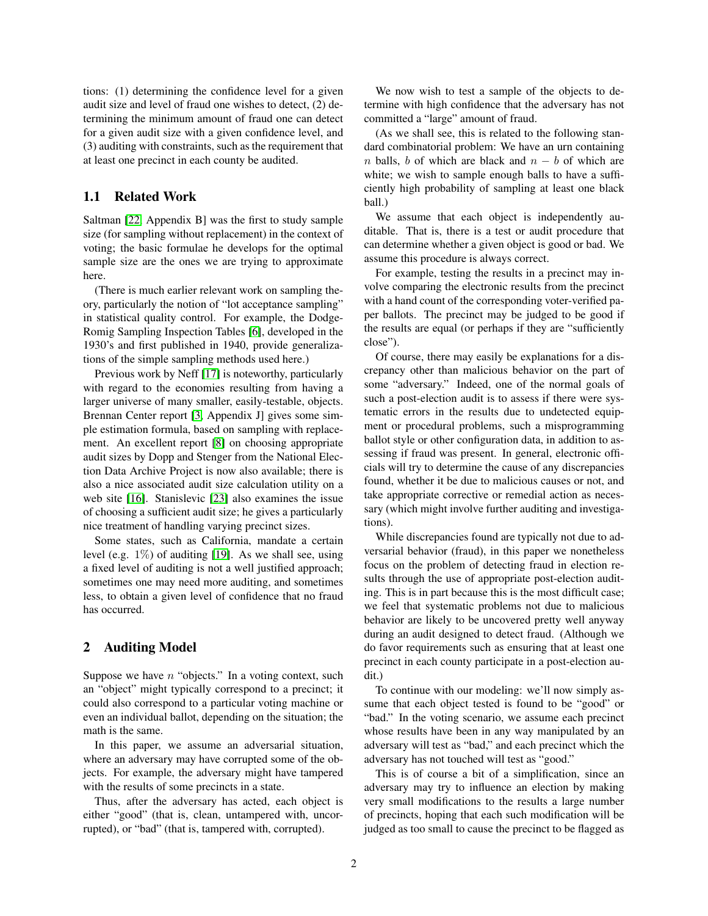tions: (1) determining the confidence level for a given audit size and level of fraud one wishes to detect, (2) determining the minimum amount of fraud one can detect for a given audit size with a given confidence level, and (3) auditing with constraints, such as the requirement that at least one precinct in each county be audited.

## 1.1 Related Work

Saltman [22, Appendix B] was the first to study sample size (for sampling without replacement) in the context of voting; the basic formulae he develops for the optimal sample size are the ones we are trying to approximate here.

(There is much earlier relevant work on sampling theory, particularly the notion of "lot acceptance sampling" in statistical quality control. For example, the Dodge-Romig Sampling Inspection Tables [6], developed in the 1930's and first published in 1940, provide generalizations of the simple sampling methods used here.)

Previous work by Neff [17] is noteworthy, particularly with regard to the economies resulting from having a larger universe of many smaller, easily-testable, objects. Brennan Center report [3, Appendix J] gives some simple estimation formula, based on sampling with replacement. An excellent report [8] on choosing appropriate audit sizes by Dopp and Stenger from the National Election Data Archive Project is now also available; there is also a nice associated audit size calculation utility on a web site [16]. Stanislevic [23] also examines the issue of choosing a sufficient audit size; he gives a particularly nice treatment of handling varying precinct sizes.

Some states, such as California, mandate a certain level (e.g. $1\%$) of auditing [19]. As we shall see, using a fixed level of auditing is not a well justified approach; sometimes one may need more auditing, and sometimes less, to obtain a given level of confidence that no fraud has occurred.

# 2 Auditing Model

Suppose we have $n$ "objects." In a voting context, such an "object" might typically correspond to a precinct; it could also correspond to a particular voting machine or even an individual ballot, depending on the situation; the math is the same.

In this paper, we assume an adversarial situation, where an adversary may have corrupted some of the objects. For example, the adversary might have tampered with the results of some precincts in a state.

Thus, after the adversary has acted, each object is either "good" (that is, clean, untampered with, uncorrupted), or "bad" (that is, tampered with, corrupted).

We now wish to test a sample of the objects to determine with high confidence that the adversary has not committed a "large" amount of fraud.

(As we shall see, this is related to the following standard combinatorial problem: We have an urn containing $n$ balls, $b$ of which are black and $n - b$ of which are white; we wish to sample enough balls to have a sufficiently high probability of sampling at least one black ball.)

We assume that each object is independently auditable. That is, there is a test or audit procedure that can determine whether a given object is good or bad. We assume this procedure is always correct.

For example, testing the results in a precinct may involve comparing the electronic results from the precinct with a hand count of the corresponding voter-verified paper ballots. The precinct may be judged to be good if the results are equal (or perhaps if they are "sufficiently close").

Of course, there may easily be explanations for a discrepancy other than malicious behavior on the part of some "adversary." Indeed, one of the normal goals of such a post-election audit is to assess if there were systematic errors in the results due to undetected equipment or procedural problems, such a misprogramming ballot style or other configuration data, in addition to assessing if fraud was present. In general, electronic officials will try to determine the cause of any discrepancies found, whether it be due to malicious causes or not, and take appropriate corrective or remedial action as necessary (which might involve further auditing and investigations).

While discrepancies found are typically not due to adversarial behavior (fraud), in this paper we nonetheless focus on the problem of detecting fraud in election results through the use of appropriate post-election auditing. This is in part because this is the most difficult case; we feel that systematic problems not due to malicious behavior are likely to be uncovered pretty well anyway during an audit designed to detect fraud. (Although we do favor requirements such as ensuring that at least one precinct in each county participate in a post-election audit.)

To continue with our modeling: we'll now simply assume that each object tested is found to be "good" or "bad." In the voting scenario, we assume each precinct whose results have been in any way manipulated by an adversary will test as "bad," and each precinct which the adversary has not touched will test as "good."

This is of course a bit of a simplification, since an adversary may try to influence an election by making very small modifications to the results a large number of precincts, hoping that each such modification will be judged as too small to cause the precinct to be flagged as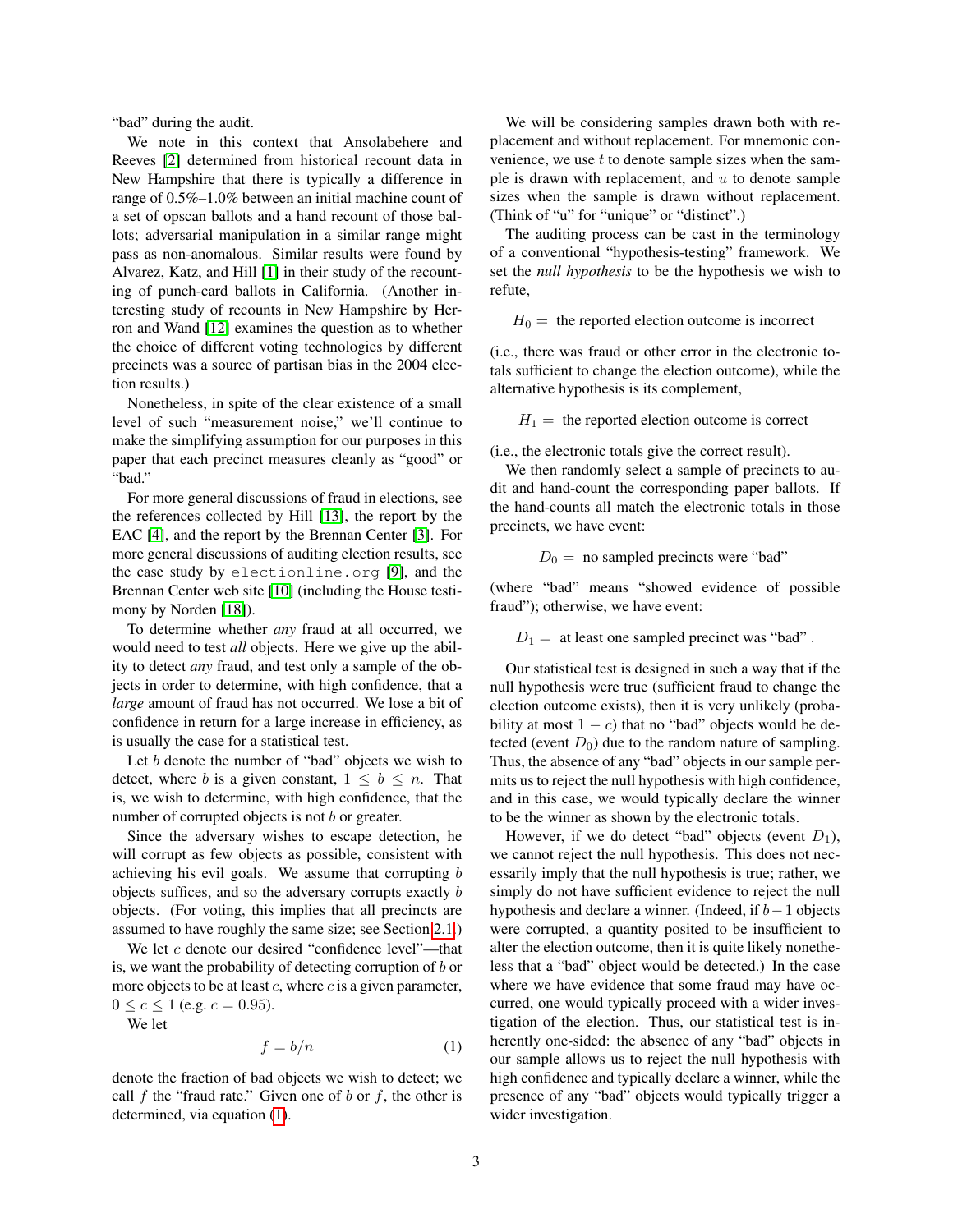"bad" during the audit.

We note in this context that Ansolabehere and Reeves [2] determined from historical recount data in New Hampshire that there is typically a difference in range of 0.5%–1.0% between an initial machine count of a set of opscan ballots and a hand recount of those ballots; adversarial manipulation in a similar range might pass as non-anomalous. Similar results were found by Alvarez, Katz, and Hill [1] in their study of the recounting of punch-card ballots in California. (Another interesting study of recounts in New Hampshire by Herron and Wand [12] examines the question as to whether the choice of different voting technologies by different precincts was a source of partisan bias in the 2004 election results.)

Nonetheless, in spite of the clear existence of a small level of such "measurement noise," we'll continue to make the simplifying assumption for our purposes in this paper that each precinct measures cleanly as "good" or "bad."

For more general discussions of fraud in elections, see the references collected by Hill [13], the report by the EAC [4], and the report by the Brennan Center [3]. For more general discussions of auditing election results, see the case study by electionline.org [9], and the Brennan Center web site [10] (including the House testimony by Norden [18]).

To determine whether *any* fraud at all occurred, we would need to test *all* objects. Here we give up the ability to detect *any* fraud, and test only a sample of the objects in order to determine, with high confidence, that a *large* amount of fraud has not occurred. We lose a bit of confidence in return for a large increase in efficiency, as is usually the case for a statistical test.

Let $b$ denote the number of "bad" objects we wish to detect, where $b$ is a given constant, $1 \leq b \leq n$. That is, we wish to determine, with high confidence, that the number of corrupted objects is not $b$ or greater.

Since the adversary wishes to escape detection, he will corrupt as few objects as possible, consistent with achieving his evil goals. We assume that corrupting $b$ objects suffices, and so the adversary corrupts exactly $b$ objects. (For voting, this implies that all precincts are assumed to have roughly the same size; see Section 2.1.)

We let $c$ denote our desired "confidence level"—that is, we want the probability of detecting corruption of $b$ or more objects to be at least $c$, where $c$ is a given parameter, $0 \leq c \leq 1$ (e.g. $c = 0.95$).

We let

$$f = b/n \tag{1}$$

denote the fraction of bad objects we wish to detect; we call $f$ the "fraud rate." Given one of $b$ or $f$, the other is determined, via equation (1).

We will be considering samples drawn both with replacement and without replacement. For mnemonic convenience, we use $t$ to denote sample sizes when the sample is drawn with replacement, and $u$ to denote sample sizes when the sample is drawn without replacement. (Think of "u" for "unique" or "distinct".)

The auditing process can be cast in the terminology of a conventional "hypothesis-testing" framework. We set the *null hypothesis* to be the hypothesis we wish to refute,

$$H_0 = \text{ the reported election outcome is incorrect}$$

(i.e., there was fraud or other error in the electronic totals sufficient to change the election outcome), while the alternative hypothesis is its complement,

$$H_1 = \text{ the reported election outcome is correct}$$

(i.e., the electronic totals give the correct result).

We then randomly select a sample of precincts to audit and hand-count the corresponding paper ballots. If the hand-counts all match the electronic totals in those precincts, we have event:

$$D_0 = \text{ no sampled precincts were "bad"}$$

(where "bad" means "showed evidence of possible fraud"); otherwise, we have event:

$$D_1 = \text{ at least one sampled precinct was "bad"} .$$

Our statistical test is designed in such a way that if the null hypothesis were true (sufficient fraud to change the election outcome exists), then it is very unlikely (probability at most $1 - c$) that no "bad" objects would be detected (event $D_0$) due to the random nature of sampling. Thus, the absence of any "bad" objects in our sample permits us to reject the null hypothesis with high confidence, and in this case, we would typically declare the winner to be the winner as shown by the electronic totals.

However, if we do detect "bad" objects (event $D_1$), we cannot reject the null hypothesis. This does not necessarily imply that the null hypothesis is true; rather, we simply do not have sufficient evidence to reject the null hypothesis and declare a winner. (Indeed, if $b-1$ objects were corrupted, a quantity posited to be insufficient to alter the election outcome, then it is quite likely nonetheless that a "bad" object would be detected.) In the case where we have evidence that some fraud may have occurred, one would typically proceed with a wider investigation of the election. Thus, our statistical test is inherently one-sided: the absence of any "bad" objects in our sample allows us to reject the null hypothesis with high confidence and typically declare a winner, while the presence of any "bad" objects would typically trigger a wider investigation.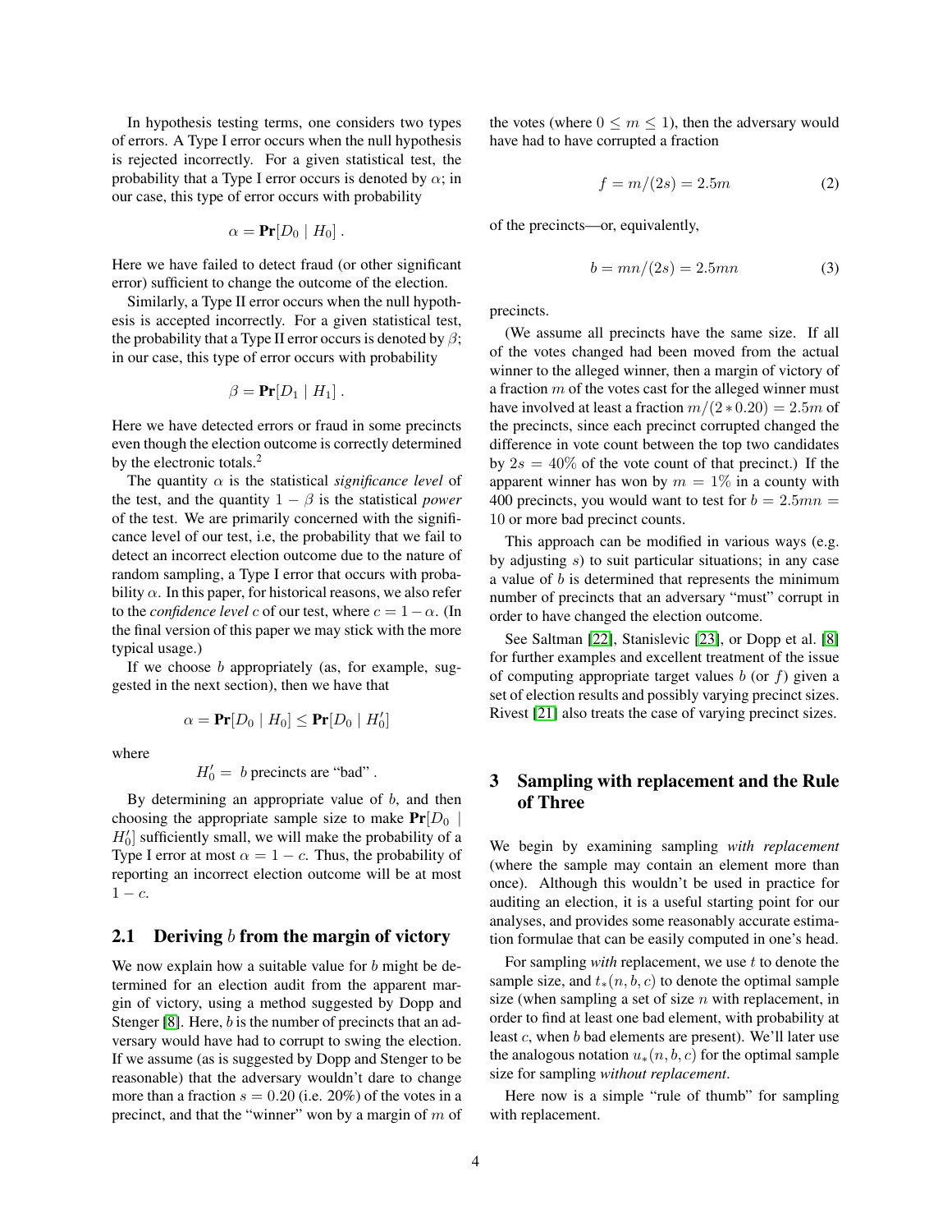In hypothesis testing terms, one considers two types of errors. A Type I error occurs when the null hypothesis is rejected incorrectly. For a given statistical test, the probability that a Type I error occurs is denoted by $\alpha$; in our case, this type of error occurs with probability

$$\alpha = \mathbf{Pr}[D_0 \mid H_0] .$$

Here we have failed to detect fraud (or other significant error) sufficient to change the outcome of the election.

Similarly, a Type II error occurs when the null hypothesis is accepted incorrectly. For a given statistical test, the probability that a Type II error occurs is denoted by $\beta$; in our case, this type of error occurs with probability

$$\beta = \mathbf{Pr}[D_1 \mid H_1] .$$

Here we have detected errors or fraud in some precincts even though the election outcome is correctly determined by the electronic totals.[2]

The quantity $\alpha$ is the statistical *significance level* of the test, and the quantity $1 - \beta$ is the statistical *power* of the test. We are primarily concerned with the significance level of our test, i.e, the probability that we fail to detect an incorrect election outcome due to the nature of random sampling, a Type I error that occurs with probability $\alpha$. In this paper, for historical reasons, we also refer to the *confidence level* $c$ of our test, where $c = 1 - \alpha$. (In the final version of this paper we may stick with the more typical usage.)

If we choose $b$ appropriately (as, for example, suggested in the next section), then we have that

$$\alpha = \mathbf{Pr}[D_0 \mid H_0] \leq \mathbf{Pr}[D_0 \mid H_0']$$

where

$$H_0' = \ b \text{ precincts are "bad"} .$$

By determining an appropriate value of $b$, and then choosing the appropriate sample size to make $\mathbf{Pr}[D_0 \mid H_0']$ sufficiently small, we will make the probability of a Type I error at most $\alpha = 1 - c$. Thus, the probability of reporting an incorrect election outcome will be at most $1 - c$.

## 2.1 Deriving $b$ from the margin of victory

We now explain how a suitable value for $b$ might be determined for an election audit from the apparent margin of victory, using a method suggested by Dopp and Stenger [8]. Here, $b$ is the number of precincts that an adversary would have had to corrupt to swing the election. If we assume (as is suggested by Dopp and Stenger to be reasonable) that the adversary wouldn't dare to change more than a fraction $s = 0.20$ (i.e. 20%) of the votes in a precinct, and that the "winner" won by a margin of $m$ of the votes (where $0 \leq m \leq 1$), then the adversary would have had to have corrupted a fraction

$$f = m/(2s) = 2.5m \tag{2}$$

of the precincts—or, equivalently,

$$b = mn/(2s) = 2.5mn \tag{3}$$

precincts.

(We assume all precincts have the same size. If all of the votes changed had been moved from the actual winner to the alleged winner, then a margin of victory of a fraction $m$ of the votes cast for the alleged winner must have involved at least a fraction $m/(2 * 0.20) = 2.5m$ of the precincts, since each precinct corrupted changed the difference in vote count between the top two candidates by $2s = 40\%$ of the vote count of that precinct.) If the apparent winner has won by $m = 1\%$ in a county with 400 precincts, you would want to test for $b = 2.5mn = 10$ or more bad precinct counts.

This approach can be modified in various ways (e.g. by adjusting $s$) to suit particular situations; in any case a value of $b$ is determined that represents the minimum number of precincts that an adversary "must" corrupt in order to have changed the election outcome.

See Saltman [22], Stanislevic [23], or Dopp et al. [8] for further examples and excellent treatment of the issue of computing appropriate target values $b$ (or $f$) given a set of election results and possibly varying precinct sizes. Rivest [21] also treats the case of varying precinct sizes.

# 3 Sampling with replacement and the Rule of Three

We begin by examining sampling *with replacement* (where the sample may contain an element more than once). Although this wouldn't be used in practice for auditing an election, it is a useful starting point for our analyses, and provides some reasonably accurate estimation formulae that can be easily computed in one's head.

For sampling *with* replacement, we use $t$ to denote the sample size, and $t_*(n, b, c)$ to denote the optimal sample size (when sampling a set of size $n$ with replacement, in order to find at least one bad element, with probability at least $c$, when $b$ bad elements are present). We'll later use the analogous notation $u_*(n, b, c)$ for the optimal sample size for sampling *without replacement*.

Here now is a simple "rule of thumb" for sampling with replacement.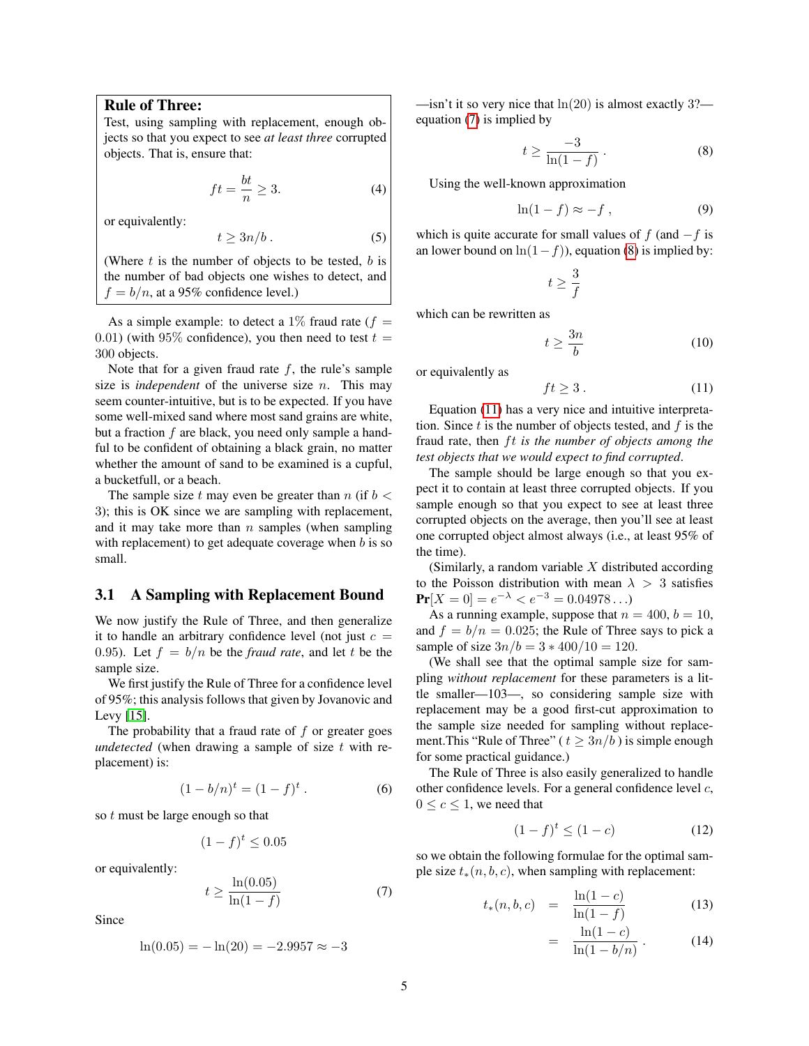**Rule of Three:**

Test, using sampling with replacement, enough objects so that you expect to see *at least three* corrupted objects. That is, ensure that:

$$ft = \frac{bt}{n} \geq 3. \tag{4}$$

or equivalently:

$$t \geq 3n/b\,. \tag{5}$$

(Where $t$ is the number of objects to be tested, $b$ is the number of bad objects one wishes to detect, and $f = b/n$, at a 95% confidence level.)

As a simple example: to detect a 1% fraud rate ($f = 0.01$) (with 95% confidence), you then need to test $t = 300$ objects.

Note that for a given fraud rate $f$, the rule's sample size is *independent* of the universe size $n$. This may seem counter-intuitive, but is to be expected. If you have some well-mixed sand where most sand grains are white, but a fraction $f$ are black, you need only sample a handful to be confident of obtaining a black grain, no matter whether the amount of sand to be examined is a cupful, a bucketfull, or a beach.

The sample size $t$ may even be greater than $n$ (if $b < 3$); this is OK since we are sampling with replacement, and it may take more than $n$ samples (when sampling with replacement) to get adequate coverage when $b$ is so small.

## 3.1 A Sampling with Replacement Bound

We now justify the Rule of Three, and then generalize it to handle an arbitrary confidence level (not just $c = 0.95$). Let $f = b/n$ be the *fraud rate*, and let $t$ be the sample size.

We first justify the Rule of Three for a confidence level of 95%; this analysis follows that given by Jovanovic and Levy [15].

The probability that a fraud rate of $f$ or greater goes *undetected* (when drawing a sample of size $t$ with replacement) is:

$$(1 - b/n)^t = (1 - f)^t\,. \tag{6}$$

so $t$ must be large enough so that

$$(1 - f)^t \leq 0.05$$

or equivalently:

$$t \geq \frac{\ln(0.05)}{\ln(1 - f)} \tag{7}$$

Since

$$\ln(0.05) = -\ln(20) = -2.9957 \approx -3$$

—isn't it so very nice that $\ln(20)$ is almost exactly 3?—equation (7) is implied by

$$t \geq \frac{-3}{\ln(1 - f)}\,. \tag{8}$$

Using the well-known approximation

$$\ln(1 - f) \approx -f\,, \tag{9}$$

which is quite accurate for small values of $f$ (and $-f$ is an lower bound on $\ln(1-f)$), equation (8) is implied by:

$$t \geq \frac{3}{f}$$

which can be rewritten as

$$t \geq \frac{3n}{b} \tag{10}$$

or equivalently as

$$ft \geq 3\,. \tag{11}$$

Equation (11) has a very nice and intuitive interpretation. Since $t$ is the number of objects tested, and $f$ is the fraud rate, then *$ft$ is the number of objects among the test objects that we would expect to find corrupted*.

The sample should be large enough so that you expect it to contain at least three corrupted objects. If you sample enough so that you expect to see at least three corrupted objects on the average, then you'll see at least one corrupted object almost always (i.e., at least 95% of the time).

(Similarly, a random variable $X$ distributed according to the Poisson distribution with mean $\lambda > 3$ satisfies $\mathbf{Pr}[X = 0] = e^{-\lambda} < e^{-3} = 0.04978\ldots$)

As a running example, suppose that $n = 400$, $b = 10$, and $f = b/n = 0.025$; the Rule of Three says to pick a sample of size $3n/b = 3 * 400/10 = 120$.

(We shall see that the optimal sample size for sampling *without replacement* for these parameters is a little smaller—103—, so considering sample size with replacement may be a good first-cut approximation to the sample size needed for sampling without replacement.This "Rule of Three" ( $t \geq 3n/b$ ) is simple enough for some practical guidance.)

The Rule of Three is also easily generalized to handle other confidence levels. For a general confidence level $c$, $0 \leq c \leq 1$, we need that

$$(1 - f)^t \leq (1 - c) \tag{12}$$

so we obtain the following formulae for the optimal sample size $t_*(n, b, c)$, when sampling with replacement:

$$t_*(n, b, c) = \frac{\ln(1 - c)}{\ln(1 - f)} \tag{13}$$

$$= \frac{\ln(1 - c)}{\ln(1 - b/n)}\,. \tag{14}$$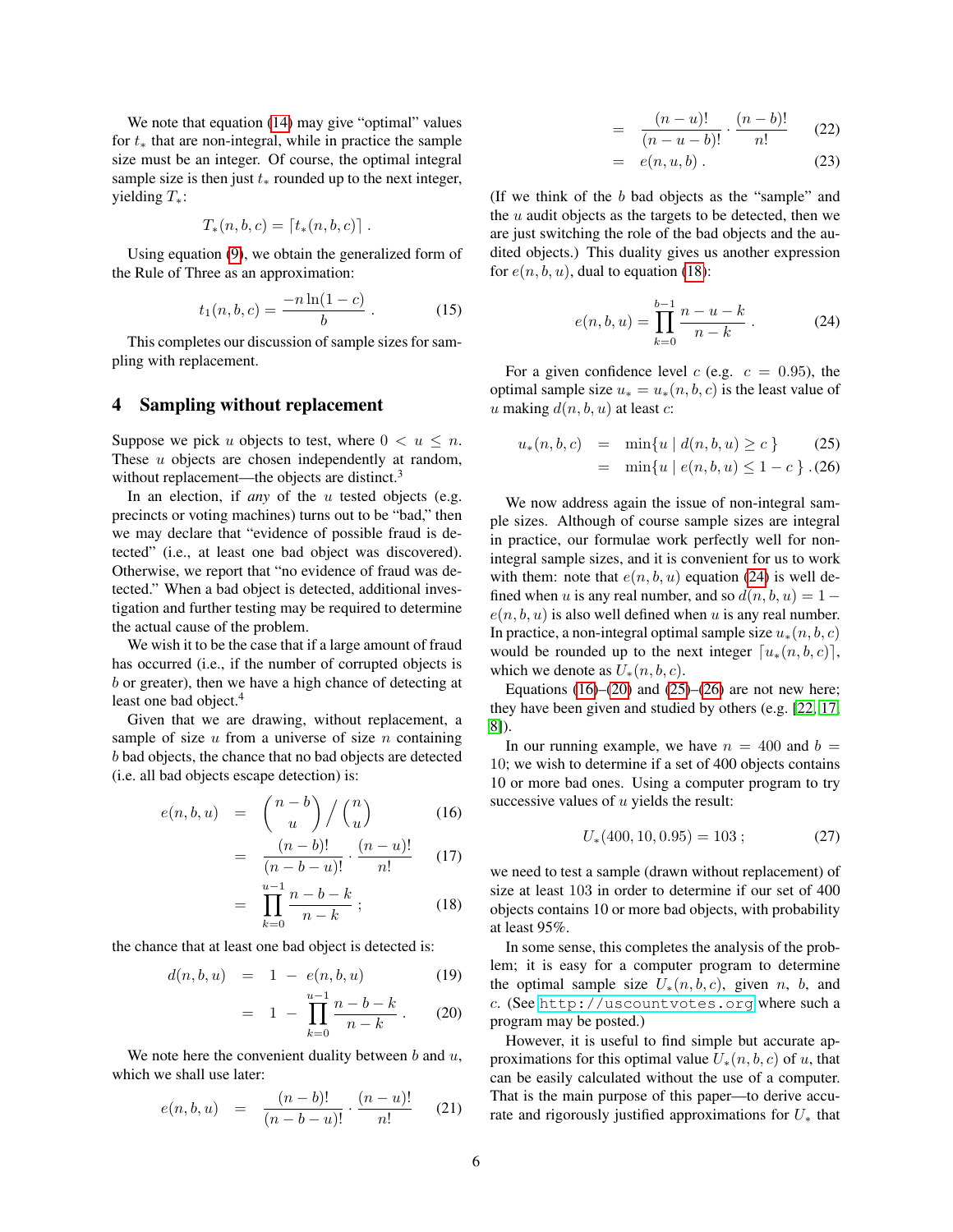We note that equation (14) may give "optimal" values for $t_*$ that are non-integral, while in practice the sample size must be an integer. Of course, the optimal integral sample size is then just $t_*$ rounded up to the next integer, yielding $T_*$:

$$T_*(n, b, c) = \lceil t_*(n, b, c) \rceil \ .$$

Using equation (9), we obtain the generalized form of the Rule of Three as an approximation:

$$t_1(n, b, c) = \frac{-n \ln(1-c)}{b} \ . \tag{15}$$

This completes our discussion of sample sizes for sampling with replacement.

## 4 Sampling without replacement

Suppose we pick $u$ objects to test, where $0 < u \le n$. These $u$ objects are chosen independently at random, without replacement—the objects are distinct.[3]

In an election, if *any* of the $u$ tested objects (e.g. precincts or voting machines) turns out to be "bad," then we may declare that "evidence of possible fraud is detected" (i.e., at least one bad object was discovered). Otherwise, we report that "no evidence of fraud was detected." When a bad object is detected, additional investigation and further testing may be required to determine the actual cause of the problem.

We wish it to be the case that if a large amount of fraud has occurred (i.e., if the number of corrupted objects is $b$ or greater), then we have a high chance of detecting at least one bad object.[4]

Given that we are drawing, without replacement, a sample of size $u$ from a universe of size $n$ containing $b$ bad objects, the chance that no bad objects are detected (i.e. all bad objects escape detection) is:

$$
\begin{aligned}
e(n, b, u) &= \binom{n-b}{u} \Big/ \binom{n}{u} && (16)\\
&= \frac{(n-b)!}{(n-b-u)!} \cdot \frac{(n-u)!}{n!} && (17)\\
&= \prod_{k=0}^{u-1} \frac{n-b-k}{n-k} \ ; && (18)
\end{aligned}
$$

the chance that at least one bad object is detected is:

$$
\begin{aligned}
d(n, b, u) &= 1 \ - \ e(n, b, u) && (19)\\
&= 1 \ - \ \prod_{k=0}^{u-1} \frac{n-b-k}{n-k} \ . && (20)
\end{aligned}
$$

We note here the convenient duality between $b$ and $u$, which we shall use later:

$$
\begin{aligned}
e(n, b, u) &= \frac{(n-b)!}{(n-b-u)!} \cdot \frac{(n-u)!}{n!} && (21)\\
&= \frac{(n-u)!}{(n-u-b)!} \cdot \frac{(n-b)!}{n!} && (22)\\
&= e(n, u, b) \ . && (23)
\end{aligned}
$$

(If we think of the $b$ bad objects as the "sample" and the $u$ audit objects as the targets to be detected, then we are just switching the role of the bad objects and the audited objects.) This duality gives us another expression for $e(n, b, u)$, dual to equation (18):

$$e(n, b, u) = \prod_{k=0}^{b-1} \frac{n-u-k}{n-k} \ . \tag{24}$$

For a given confidence level $c$ (e.g. $c = 0.95$), the optimal sample size $u_* = u_*(n, b, c)$ is the least value of $u$ making $d(n, b, u)$ at least $c$:

$$
\begin{aligned}
u_*(n, b, c) &= \min\{u \mid d(n, b, u) \ge c\} && (25)\\
&= \min\{u \mid e(n, b, u) \le 1-c\} \ . && (26)
\end{aligned}
$$

We now address again the issue of non-integral sample sizes. Although of course sample sizes are integral in practice, our formulae work perfectly well for non-integral sample sizes, and it is convenient for us to work with them: note that $e(n, b, u)$ equation (24) is well defined when $u$ is any real number, and so $d(n, b, u) = 1 - e(n, b, u)$ is also well defined when $u$ is any real number. In practice, a non-integral optimal sample size $u_*(n, b, c)$ would be rounded up to the next integer $\lceil u_*(n, b, c) \rceil$, which we denote as $U_*(n, b, c)$.

Equations (16)–(20) and (25)–(26) are not new here; they have been given and studied by others (e.g. [22, 17, 8]).

In our running example, we have $n = 400$ and $b = 10$; we wish to determine if a set of 400 objects contains 10 or more bad ones. Using a computer program to try successive values of $u$ yields the result:

$$U_*(400, 10, 0.95) = 103 \ ; \tag{27}$$

we need to test a sample (drawn without replacement) of size at least 103 in order to determine if our set of 400 objects contains 10 or more bad objects, with probability at least 95%.

In some sense, this completes the analysis of the problem; it is easy for a computer program to determine the optimal sample size $U_*(n, b, c)$, given $n$, $b$, and $c$. (See http://uscountvotes.org where such a program may be posted.)

However, it is useful to find simple but accurate approximations for this optimal value $U_*(n, b, c)$ of $u$, that can be easily calculated without the use of a computer. That is the main purpose of this paper—to derive accurate and rigorously justified approximations for $U_*$ that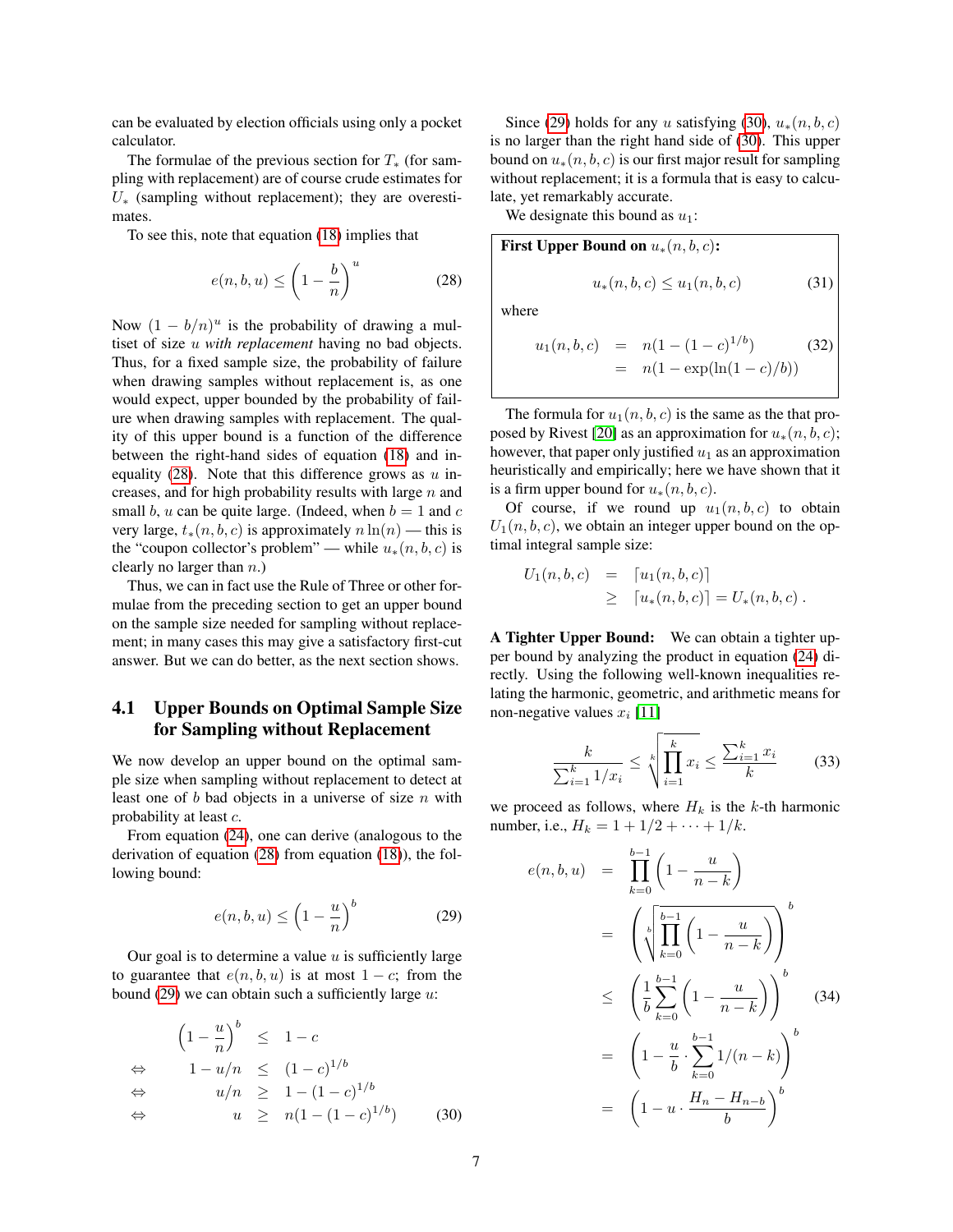can be evaluated by election officials using only a pocket calculator.

The formulae of the previous section for $T_*$ (for sampling with replacement) are of course crude estimates for $U_*$ (sampling without replacement); they are overestimates.

To see this, note that equation (18) implies that

$$e(n,b,u) \le \left(1 - \frac{b}{n}\right)^u \tag{28}$$

Now $(1-b/n)^u$ is the probability of drawing a multiset of size $u$ *with replacement* having no bad objects. Thus, for a fixed sample size, the probability of failure when drawing samples without replacement is, as one would expect, upper bounded by the probability of failure when drawing samples with replacement. The quality of this upper bound is a function of the difference between the right-hand sides of equation (18) and inequality (28). Note that this difference grows as $u$ increases, and for high probability results with large $n$ and small $b$, $u$ can be quite large. (Indeed, when $b=1$ and $c$ very large, $t_*(n,b,c)$ is approximately $n\ln(n)$ — this is the "coupon collector's problem" — while $u_*(n,b,c)$ is clearly no larger than $n$.)

Thus, we can in fact use the Rule of Three or other formulae from the preceding section to get an upper bound on the sample size needed for sampling without replacement; in many cases this may give a satisfactory first-cut answer. But we can do better, as the next section shows.

## 4.1 Upper Bounds on Optimal Sample Size for Sampling without Replacement

We now develop an upper bound on the optimal sample size when sampling without replacement to detect at least one of $b$ bad objects in a universe of size $n$ with probability at least $c$.

From equation (24), one can derive (analogous to the derivation of equation (28) from equation (18)), the following bound:

$$e(n,b,u) \le \left(1 - \frac{u}{n}\right)^b \tag{29}$$

Our goal is to determine a value $u$ is sufficiently large to guarantee that $e(n,b,u)$ is at most $1-c$; from the bound (29) we can obtain such a sufficiently large $u$:

$$\begin{aligned}
\left(1 - \frac{u}{n}\right)^b &\le 1-c \\
\Leftrightarrow \quad 1 - u/n &\le (1-c)^{1/b} \\
\Leftrightarrow \quad u/n &\ge 1-(1-c)^{1/b} \\
\Leftrightarrow \quad u &\ge n(1-(1-c)^{1/b})
\end{aligned} \tag{30}$$

Since (29) holds for any $u$ satisfying (30), $u_*(n,b,c)$ is no larger than the right hand side of (30). This upper bound on $u_*(n,b,c)$ is our first major result for sampling without replacement; it is a formula that is easy to calculate, yet remarkably accurate.

We designate this bound as $u_1$:

**First Upper Bound on $u_*(n,b,c)$:**

$$u_*(n,b,c) \le u_1(n,b,c) \tag{31}$$

where

$$\begin{aligned}
u_1(n,b,c) &= n(1-(1-c)^{1/b}) \\
&= n(1-\exp(\ln(1-c)/b))
\end{aligned} \tag{32}$$

The formula for $u_1(n,b,c)$ is the same as the that proposed by Rivest [20] as an approximation for $u_*(n,b,c)$; however, that paper only justified $u_1$ as an approximation heuristically and empirically; here we have shown that it is a firm upper bound for $u_*(n,b,c)$.

Of course, if we round up $u_1(n,b,c)$ to obtain $U_1(n,b,c)$, we obtain an integer upper bound on the optimal integral sample size:

$$\begin{aligned}
U_1(n,b,c) &= \lceil u_1(n,b,c) \rceil \\
&\ge \lceil u_*(n,b,c) \rceil = U_*(n,b,c) \ .
\end{aligned}$$

**A Tighter Upper Bound:** We can obtain a tighter upper bound by analyzing the product in equation (24) directly. Using the following well-known inequalities relating the harmonic, geometric, and arithmetic means for non-negative values $x_i$ [11]

$$\frac{k}{\sum_{i=1}^k 1/x_i} \le \sqrt[k]{\prod_{i=1}^k x_i} \le \frac{\sum_{i=1}^k x_i}{k} \tag{33}$$

we proceed as follows, where $H_k$ is the $k$-th harmonic number, i.e., $H_k = 1 + 1/2 + \cdots + 1/k$.

$$\begin{aligned}
e(n,b,u) &= \prod_{k=0}^{b-1}\left(1 - \frac{u}{n-k}\right) \\
&= \left(\sqrt[b]{\prod_{k=0}^{b-1}\left(1 - \frac{u}{n-k}\right)}\right)^b \\
&\le \left(\frac{1}{b}\sum_{k=0}^{b-1}\left(1 - \frac{u}{n-k}\right)\right)^b \\
&= \left(1 - \frac{u}{b}\cdot\sum_{k=0}^{b-1} 1/(n-k)\right)^b \\
&= \left(1 - u\cdot\frac{H_n - H_{n-b}}{b}\right)^b
\end{aligned} \tag{34}$$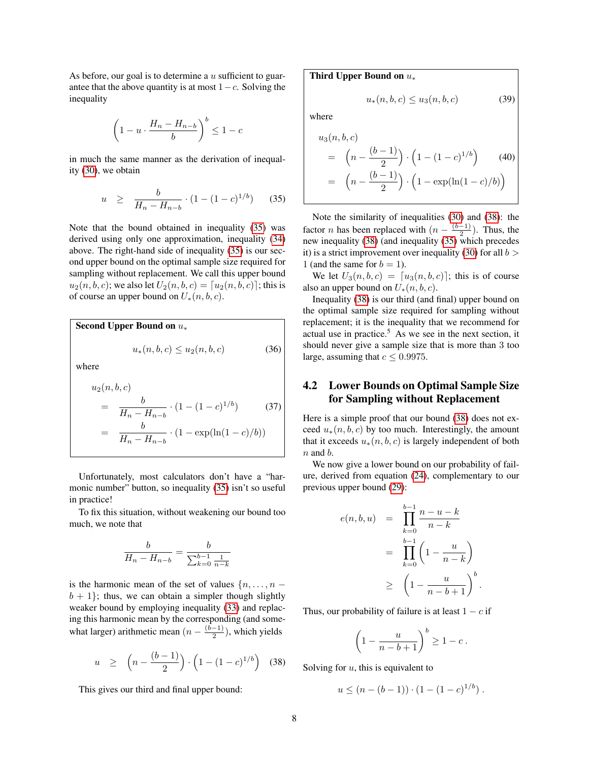As before, our goal is to determine a $u$ sufficient to guarantee that the above quantity is at most $1-c$. Solving the inequality

$$\left(1 - u \cdot \frac{H_n - H_{n-b}}{b}\right)^b \leq 1 - c$$

in much the same manner as the derivation of inequality (30), we obtain

$$u \quad \geq \quad \frac{b}{H_n - H_{n-b}} \cdot (1 - (1-c)^{1/b}) \tag{35}$$

Note that the bound obtained in inequality (35) was derived using only one approximation, inequality (34) above. The right-hand side of inequality (35) is our second upper bound on the optimal sample size required for sampling without replacement. We call this upper bound $u_2(n, b, c)$; we also let $U_2(n, b, c) = \lceil u_2(n, b, c) \rceil$; this is of course an upper bound on $U_*(n, b, c)$.

**Second Upper Bound on $u_*$**

$$u_*(n, b, c) \leq u_2(n, b, c) \tag{36}$$

where

$$\begin{aligned} u_2(n, b, c) & \\ &= \frac{b}{H_n - H_{n-b}} \cdot (1 - (1-c)^{1/b}) \qquad (37) \\ &= \frac{b}{H_n - H_{n-b}} \cdot (1 - \exp(\ln(1-c)/b)) \end{aligned}$$

Unfortunately, most calculators don't have a "harmonic number" button, so inequality (35) isn't so useful in practice!

To fix this situation, without weakening our bound too much, we note that

$$\frac{b}{H_n - H_{n-b}} = \frac{b}{\sum_{k=0}^{b-1} \frac{1}{n-k}}$$

is the harmonic mean of the set of values $\{n, \ldots, n-b+1\}$; thus, we can obtain a simpler though slightly weaker bound by employing inequality (33) and replacing this harmonic mean by the corresponding (and somewhat larger) arithmetic mean $(n - \frac{(b-1)}{2})$, which yields

$$u \quad \geq \quad \left(n - \frac{(b-1)}{2}\right) \cdot \left(1 - (1-c)^{1/b}\right) \tag{38}$$

This gives our third and final upper bound:

**Third Upper Bound on $u_*$**

$$u_*(n, b, c) \leq u_3(n, b, c) \tag{39}$$

where

$$\begin{aligned} u_3(n, b, c) & \\ &= \left(n - \frac{(b-1)}{2}\right) \cdot \left(1 - (1-c)^{1/b}\right) \qquad (40) \\ &= \left(n - \frac{(b-1)}{2}\right) \cdot \left(1 - \exp(\ln(1-c)/b)\right) \end{aligned}$$

Note the similarity of inequalities (30) and (38): the factor $n$ has been replaced with $(n - \frac{(b-1)}{2})$. Thus, the new inequality (38) (and inequality (35) which precedes it) is a strict improvement over inequality (30) for all $b > 1$ (and the same for $b = 1$).

We let $U_3(n, b, c) = \lceil u_3(n, b, c) \rceil$; this is of course also an upper bound on $U_*(n, b, c)$.

Inequality (38) is our third (and final) upper bound on the optimal sample size required for sampling without replacement; it is the inequality that we recommend for actual use in practice.[5] As we see in the next section, it should never give a sample size that is more than 3 too large, assuming that $c \leq 0.9975$.

## 4.2 Lower Bounds on Optimal Sample Size for Sampling without Replacement

Here is a simple proof that our bound (38) does not exceed $u_*(n, b, c)$ by too much. Interestingly, the amount that it exceeds $u_*(n, b, c)$ is largely independent of both $n$ and $b$.

We now give a lower bound on our probability of failure, derived from equation (24), complementary to our previous upper bound (29):

$$\begin{aligned} e(n, b, u) &= \prod_{k=0}^{b-1} \frac{n-u-k}{n-k} \\ &= \prod_{k=0}^{b-1} \left(1 - \frac{u}{n-k}\right) \\ &\geq \left(1 - \frac{u}{n-b+1}\right)^b . \end{aligned}$$

Thus, our probability of failure is at least $1-c$ if

$$\left(1 - \frac{u}{n-b+1}\right)^b \geq 1 - c\,.$$

Solving for $u$, this is equivalent to

$$u \leq (n - (b-1)) \cdot (1 - (1-c)^{1/b})\,.$$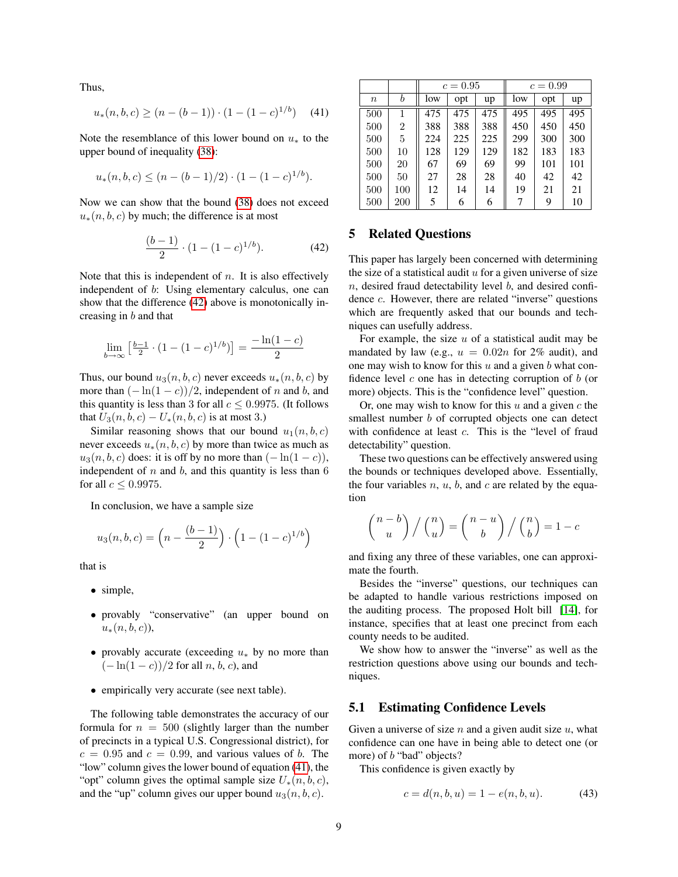Thus,

$$u_*(n, b, c) \geq (n - (b-1)) \cdot (1 - (1-c)^{1/b}) \quad (41)$$

Note the resemblance of this lower bound on $u_*$ to the upper bound of inequality (38):

$$u_*(n, b, c) \leq (n - (b-1)/2) \cdot (1 - (1-c)^{1/b}).$$

Now we can show that the bound (38) does not exceed $u_*(n, b, c)$ by much; the difference is at most

$$\frac{(b-1)}{2} \cdot (1 - (1-c)^{1/b}). \quad (42)$$

Note that this is independent of $n$. It is also effectively independent of $b$: Using elementary calculus, one can show that the difference (42) above is monotonically increasing in $b$ and that

$$\lim_{b \to \infty} \left[ \tfrac{b-1}{2} \cdot (1 - (1-c)^{1/b}) \right] = \frac{-\ln(1-c)}{2}$$

Thus, our bound $u_3(n, b, c)$ never exceeds $u_*(n, b, c)$ by more than $(-\ln(1-c))/2$, independent of $n$ and $b$, and this quantity is less than 3 for all $c \leq 0.9975$. (It follows that $U_3(n, b, c) - U_*(n, b, c)$ is at most 3.)

Similar reasoning shows that our bound $u_1(n, b, c)$ never exceeds $u_*(n, b, c)$ by more than twice as much as $u_3(n, b, c)$ does: it is off by no more than $(-\ln(1-c))$, independent of $n$ and $b$, and this quantity is less than 6 for all $c \leq 0.9975$.

In conclusion, we have a sample size

$$u_3(n, b, c) = \left(n - \frac{(b-1)}{2}\right) \cdot \left(1 - (1-c)^{1/b}\right)$$

that is

- simple,
- provably "conservative" (an upper bound on $u_*(n, b, c)$),
- provably accurate (exceeding $u_*$ by no more than $(-\ln(1-c))/2$ for all $n$, $b$, $c$), and
- empirically very accurate (see next table).

The following table demonstrates the accuracy of our formula for $n = 500$ (slightly larger than the number of precincts in a typical U.S. Congressional district), for $c = 0.95$ and $c = 0.99$, and various values of $b$. The "low" column gives the lower bound of equation (41), the "opt" column gives the optimal sample size $U_*(n, b, c)$, and the "up" column gives our upper bound $u_3(n, b, c)$.

| | | $c = 0.95$ | | | $c = 0.99$ | | |
|---|---|---|---|---|---|---|---|
| $n$ | $b$ | low | opt | up | low | opt | up |
| 500 | 1 | 475 | 475 | 475 | 495 | 495 | 495 |
| 500 | 2 | 388 | 388 | 388 | 450 | 450 | 450 |
| 500 | 5 | 224 | 225 | 225 | 299 | 300 | 300 |
| 500 | 10 | 128 | 129 | 129 | 182 | 183 | 183 |
| 500 | 20 | 67 | 69 | 69 | 99 | 101 | 101 |
| 500 | 50 | 27 | 28 | 28 | 40 | 42 | 42 |
| 500 | 100 | 12 | 14 | 14 | 19 | 21 | 21 |
| 500 | 200 | 5 | 6 | 6 | 7 | 9 | 10 |

## 5 Related Questions

This paper has largely been concerned with determining the size of a statistical audit $u$ for a given universe of size $n$, desired fraud detectability level $b$, and desired confidence $c$. However, there are related "inverse" questions which are frequently asked that our bounds and techniques can usefully address.

For example, the size $u$ of a statistical audit may be mandated by law (e.g., $u = 0.02n$ for 2% audit), and one may wish to know for this $u$ and a given $b$ what confidence level $c$ one has in detecting corruption of $b$ (or more) objects. This is the "confidence level" question.

Or, one may wish to know for this $u$ and a given $c$ the smallest number $b$ of corrupted objects one can detect with confidence at least $c$. This is the "level of fraud detectability" question.

These two questions can be effectively answered using the bounds or techniques developed above. Essentially, the four variables $n$, $u$, $b$, and $c$ are related by the equation

$$\binom{n-b}{u} \Big/ \binom{n}{u} = \binom{n-u}{b} \Big/ \binom{n}{b} = 1 - c$$

and fixing any three of these variables, one can approximate the fourth.

Besides the "inverse" questions, our techniques can be adapted to handle various restrictions imposed on the auditing process. The proposed Holt bill [14], for instance, specifies that at least one precinct from each county needs to be audited.

We show how to answer the "inverse" as well as the restriction questions above using our bounds and techniques.

### 5.1 Estimating Confidence Levels

Given a universe of size $n$ and a given audit size $u$, what confidence can one have in being able to detect one (or more) of $b$ "bad" objects?

This confidence is given exactly by

$$c = d(n, b, u) = 1 - e(n, b, u). \quad (43)$$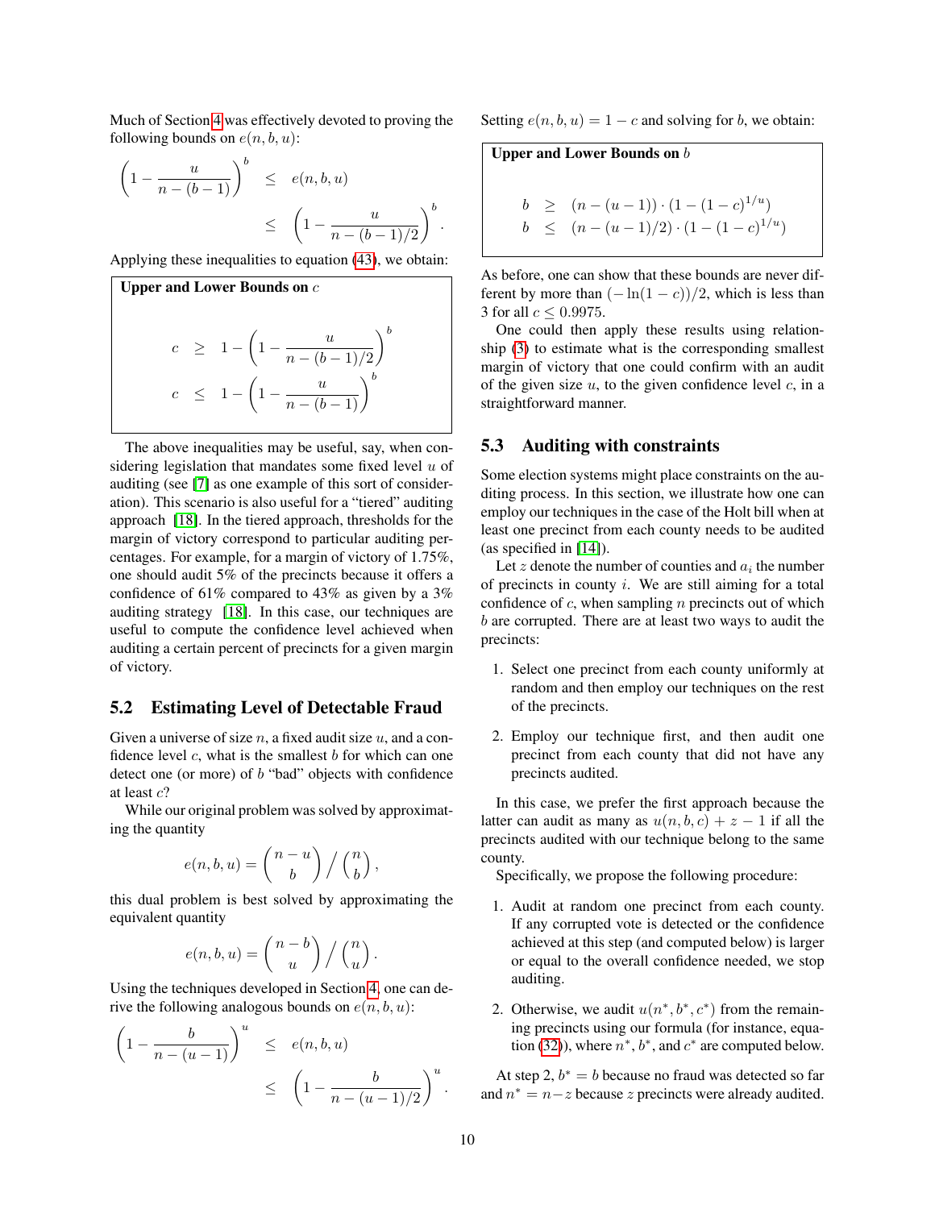Much of Section 4 was effectively devoted to proving the following bounds on $e(n, b, u)$:

$$\left(1 - \frac{u}{n-(b-1)}\right)^b \leq e(n,b,u) \leq \left(1 - \frac{u}{n-(b-1)/2}\right)^b.$$

Applying these inequalities to equation (43), we obtain:

> **Upper and Lower Bounds on $c$**
>
> $$c \geq 1 - \left(1 - \frac{u}{n-(b-1)/2}\right)^b$$
> $$c \leq 1 - \left(1 - \frac{u}{n-(b-1)}\right)^b$$

The above inequalities may be useful, say, when considering legislation that mandates some fixed level $u$ of auditing (see [7] as one example of this sort of consideration). This scenario is also useful for a "tiered" auditing approach [18]. In the tiered approach, thresholds for the margin of victory correspond to particular auditing percentages. For example, for a margin of victory of 1.75%, one should audit 5% of the precincts because it offers a confidence of 61% compared to 43% as given by a 3% auditing strategy [18]. In this case, our techniques are useful to compute the confidence level achieved when auditing a certain percent of precincts for a given margin of victory.

## 5.2 Estimating Level of Detectable Fraud

Given a universe of size $n$, a fixed audit size $u$, and a confidence level $c$, what is the smallest $b$ for which can one detect one (or more) of $b$ "bad" objects with confidence at least $c$?

While our original problem was solved by approximating the quantity

$$e(n,b,u) = \binom{n-u}{b} \Big/ \binom{n}{b},$$

this dual problem is best solved by approximating the equivalent quantity

$$e(n,b,u) = \binom{n-b}{u} \Big/ \binom{n}{u}.$$

Using the techniques developed in Section 4, one can derive the following analogous bounds on $e(n, b, u)$:

$$\left(1 - \frac{b}{n-(u-1)}\right)^u \leq e(n,b,u) \leq \left(1 - \frac{b}{n-(u-1)/2}\right)^u.$$

Setting $e(n, b, u) = 1 - c$ and solving for $b$, we obtain:

> **Upper and Lower Bounds on $b$**
>
> $$b \geq (n-(u-1)) \cdot (1-(1-c)^{1/u})$$
> $$b \leq (n-(u-1)/2) \cdot (1-(1-c)^{1/u})$$

As before, one can show that these bounds are never different by more than $(-\ln(1-c))/2$, which is less than 3 for all $c \leq 0.9975$.

One could then apply these results using relationship (3) to estimate what is the corresponding smallest margin of victory that one could confirm with an audit of the given size $u$, to the given confidence level $c$, in a straightforward manner.

## 5.3 Auditing with constraints

Some election systems might place constraints on the auditing process. In this section, we illustrate how one can employ our techniques in the case of the Holt bill when at least one precinct from each county needs to be audited (as specified in [14]).

Let $z$ denote the number of counties and $a_i$ the number of precincts in county $i$. We are still aiming for a total confidence of $c$, when sampling $n$ precincts out of which $b$ are corrupted. There are at least two ways to audit the precincts:

1. Select one precinct from each county uniformly at random and then employ our techniques on the rest of the precincts.
2. Employ our technique first, and then audit one precinct from each county that did not have any precincts audited.

In this case, we prefer the first approach because the latter can audit as many as $u(n, b, c) + z - 1$ if all the precincts audited with our technique belong to the same county.

Specifically, we propose the following procedure:

1. Audit at random one precinct from each county. If any corrupted vote is detected or the confidence achieved at this step (and computed below) is larger or equal to the overall confidence needed, we stop auditing.
2. Otherwise, we audit $u(n^*, b^*, c^*)$ from the remaining precincts using our formula (for instance, equation (32)), where $n^*$, $b^*$, and $c^*$ are computed below.

At step 2, $b^* = b$ because no fraud was detected so far and $n^* = n-z$ because $z$ precincts were already audited.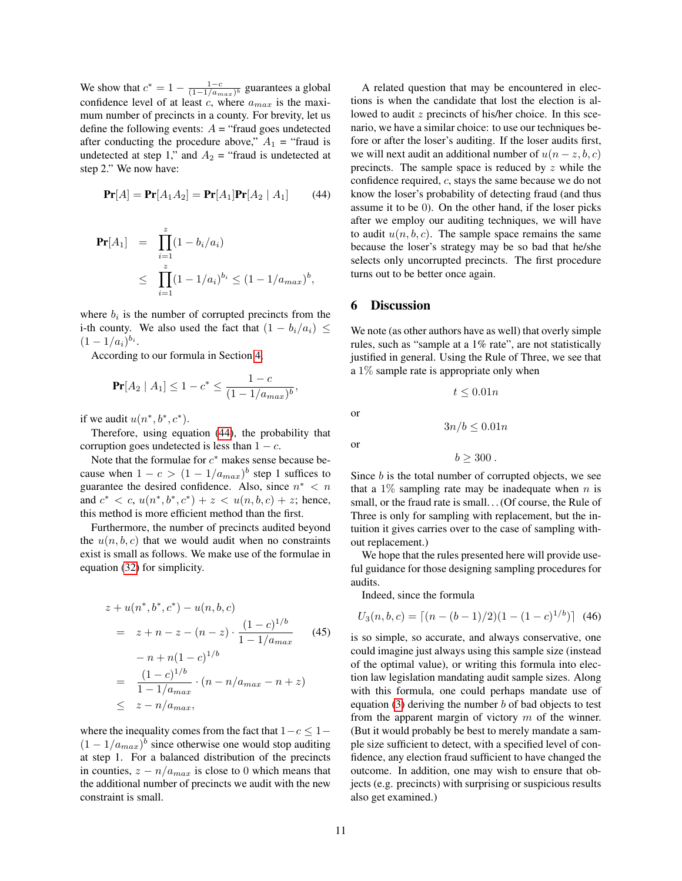We show that $c^* = 1 - \frac{1-c}{(1-1/a_{max})^b}$ guarantees a global confidence level of at least $c$, where $a_{max}$ is the maximum number of precincts in a county. For brevity, let us define the following events: $A$ = "fraud goes undetected after conducting the procedure above," $A_1$ = "fraud is undetected at step 1," and $A_2$ = "fraud is undetected at step 2." We now have:

$$\mathbf{Pr}[A] = \mathbf{Pr}[A_1 A_2] = \mathbf{Pr}[A_1]\mathbf{Pr}[A_2 \mid A_1] \tag{44}$$

$$\begin{aligned}
\mathbf{Pr}[A_1] &= \prod_{i=1}^{z}(1 - b_i/a_i) \\
&\leq \prod_{i=1}^{z}(1 - 1/a_i)^{b_i} \leq (1 - 1/a_{max})^b,
\end{aligned}$$

where $b_i$ is the number of corrupted precincts from the i-th county. We also used the fact that $(1 - b_i/a_i) \leq (1 - 1/a_i)^{b_i}$.

According to our formula in Section 4,

$$\mathbf{Pr}[A_2 \mid A_1] \leq 1 - c^* \leq \frac{1-c}{(1-1/a_{max})^b},$$

if we audit $u(n^*, b^*, c^*)$.

Therefore, using equation (44), the probability that corruption goes undetected is less than $1 - c$.

Note that the formulae for $c^*$ makes sense because because when $1 - c > (1 - 1/a_{max})^b$ step 1 suffices to guarantee the desired confidence. Also, since $n^* < n$ and $c^* < c$, $u(n^*, b^*, c^*) + z < u(n, b, c) + z$; hence, this method is more efficient method than the first.

Furthermore, the number of precincts audited beyond the $u(n, b, c)$ that we would audit when no constraints exist is small as follows. We make use of the formulae in equation (32) for simplicity.

$$\begin{aligned}
&z + u(n^*, b^*, c^*) - u(n, b, c) \\
&= z + n - z - (n - z) \cdot \frac{(1-c)^{1/b}}{1 - 1/a_{max}} \\
&\quad - n + n(1-c)^{1/b} \\
&= \frac{(1-c)^{1/b}}{1 - 1/a_{max}} \cdot (n - n/a_{max} - n + z) \\
&\leq z - n/a_{max},
\end{aligned} \tag{45}$$

where the inequality comes from the fact that $1 - c \leq 1 - (1 - 1/a_{max})^b$ since otherwise one would stop auditing at step 1. For a balanced distribution of the precincts in counties, $z - n/a_{max}$ is close to 0 which means that the additional number of precincts we audit with the new constraint is small.

A related question that may be encountered in elections is when the candidate that lost the election is allowed to audit $z$ precincts of his/her choice. In this scenario, we have a similar choice: to use our techniques before or after the loser's auditing. If the loser audits first, we will next audit an additional number of $u(n - z, b, c)$ precincts. The sample space is reduced by $z$ while the confidence required, $c$, stays the same because we do not know the loser's probability of detecting fraud (and thus assume it to be 0). On the other hand, if the loser picks after we employ our auditing techniques, we will have to audit $u(n, b, c)$. The sample space remains the same because the loser's strategy may be so bad that he/she selects only uncorrupted precincts. The first procedure turns out to be better once again.

## 6 Discussion

We note (as other authors have as well) that overly simple rules, such as "sample at a 1% rate", are not statistically justified in general. Using the Rule of Three, we see that a 1% sample rate is appropriate only when

$$t \leq 0.01n$$

or

$$3n/b \leq 0.01n$$

or

$$b \geq 300 .$$

Since $b$ is the total number of corrupted objects, we see that a 1% sampling rate may be inadequate when $n$ is small, or the fraud rate is small… (Of course, the Rule of Three is only for sampling with replacement, but the intuition it gives carries over to the case of sampling without replacement.)

We hope that the rules presented here will provide useful guidance for those designing sampling procedures for audits.

Indeed, since the formula

$$U_3(n, b, c) = \lceil (n - (b-1)/2)(1 - (1-c)^{1/b}) \rceil \tag{46}$$

is so simple, so accurate, and always conservative, one could imagine just always using this sample size (instead of the optimal value), or writing this formula into election law legislation mandating audit sample sizes. Along with this formula, one could perhaps mandate use of equation (3) deriving the number $b$ of bad objects to test from the apparent margin of victory $m$ of the winner. (But it would probably be best to merely mandate a sample size sufficient to detect, with a specified level of confidence, any election fraud sufficient to have changed the outcome. In addition, one may wish to ensure that objects (e.g. precincts) with surprising or suspicious results also get examined.)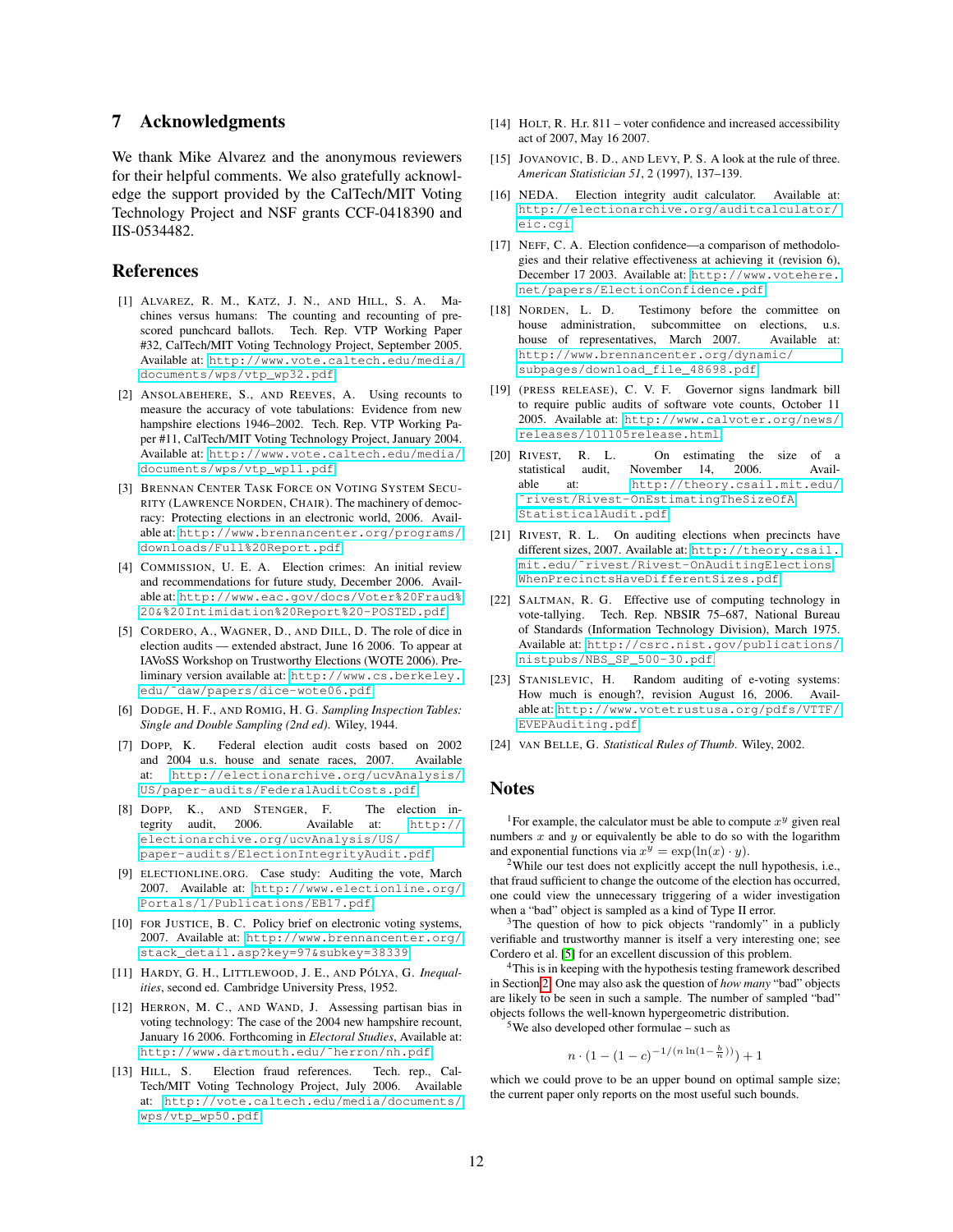## 7 Acknowledgments

We thank Mike Alvarez and the anonymous reviewers for their helpful comments. We also gratefully acknowledge the support provided by the CalTech/MIT Voting Technology Project and NSF grants CCF-0418390 and IIS-0534482.

## References

[1] Alvarez, R. M., Katz, J. N., and Hill, S. A. Machines versus humans: The counting and recounting of pre-scored punchcard ballots. Tech. Rep. VTP Working Paper #32, CalTech/MIT Voting Technology Project, September 2005. Available at: http://www.vote.caltech.edu/media/documents/wps/vtp_wp32.pdf

[2] Ansolabehere, S., and Reeves, A. Using recounts to measure the accuracy of vote tabulations: Evidence from new hampshire elections 1946–2002. Tech. Rep. VTP Working Paper #11, CalTech/MIT Voting Technology Project, January 2004. Available at: http://www.vote.caltech.edu/media/documents/wps/vtp_wp11.pdf

[3] Brennan Center Task Force on Voting System Security (Lawrence Norden, Chair). The machinery of democracy: Protecting elections in an electronic world, 2006. Available at: http://www.brennancenter.org/programs/downloads/Full%20Report.pdf

[4] Commission, U. E. A. Election crimes: An initial review and recommendations for future study, December 2006. Available at: http://www.eac.gov/docs/Voter%20Fraud%20&%20Intimidation%20Report%20-POSTED.pdf

[5] Cordero, A., Wagner, D., and Dill, D. The role of dice in election audits — extended abstract, June 16 2006. To appear at IAVoSS Workshop on Trustworthy Elections (WOTE 2006). Preliminary version available at: http://www.cs.berkeley.edu/~daw/papers/dice-wote06.pdf

[6] Dodge, H. F., and Romig, H. G. *Sampling Inspection Tables: Single and Double Sampling (2nd ed)*. Wiley, 1944.

[7] Dopp, K. Federal election audit costs based on 2002 and 2004 u.s. house and senate races, 2007. Available at: http://electionarchive.org/ucvAnalysis/US/paper-audits/FederalAuditCosts.pdf

[8] Dopp, K., and Stenger, F. The election integrity audit, 2006. Available at: http://electionarchive.org/ucvAnalysis/US/paper-audits/ElectionIntegrityAudit.pdf

[9] electionline.org. Case study: Auditing the vote, March 2007. Available at: http://www.electionline.org/Portals/1/Publications/EB17.pdf

[10] for Justice, B. C. Policy brief on electronic voting systems, 2007. Available at: http://www.brennancenter.org/stack_detail.asp?key=97&subkey=38339

[11] Hardy, G. H., Littlewood, J. E., and Pólya, G. *Inequalities*, second ed. Cambridge University Press, 1952.

[12] Herron, M. C., and Wand, J. Assessing partisan bias in voting technology: The case of the 2004 new hampshire recount, January 16 2006. Forthcoming in *Electoral Studies*, Available at: http://www.dartmouth.edu/~herron/nh.pdf

[13] Hill, S. Election fraud references. Tech. rep., CalTech/MIT Voting Technology Project, July 2006. Available at: http://vote.caltech.edu/media/documents/wps/vtp_wp50.pdf

[14] Holt, R. H.r. 811 – voter confidence and increased accessibility act of 2007, May 16 2007.

[15] Jovanovic, B. D., and Levy, P. S. A look at the rule of three. *American Statistician 51*, 2 (1997), 137–139.

[16] NEDA. Election integrity audit calculator. Available at: http://electionarchive.org/auditcalculator/eic.cgi

[17] Neff, C. A. Election confidence—a comparison of methodologies and their relative effectiveness at achieving it (revision 6), December 17 2003. Available at: http://www.votehere.net/papers/ElectionConfidence.pdf

[18] Norden, L. D. Testimony before the committee on house administration, subcommittee on elections, u.s. house of representatives, March 2007. Available at: http://www.brennancenter.org/dynamic/subpages/download_file_48698.pdf

[19] (press release), C. V. F. Governor signs landmark bill to require public audits of software vote counts, October 11 2005. Available at: http://www.calvoter.org/news/releases/101105release.html

[20] Rivest, R. L. On estimating the size of a statistical audit, November 14, 2006. Available at: http://theory.csail.mit.edu/~rivest/Rivest-OnEstimatingTheSizeOfAStatisticalAudit.pdf

[21] Rivest, R. L. On auditing elections when precincts have different sizes, 2007. Available at: http://theory.csail.mit.edu/~rivest/Rivest-OnAuditingElectionsWhenPrecinctsHaveDifferentSizes.pdf

[22] Saltman, R. G. Effective use of computing technology in vote-tallying. Tech. Rep. NBSIR 75–687, National Bureau of Standards (Information Technology Division), March 1975. Available at: http://csrc.nist.gov/publications/nistpubs/NBS_SP_500-30.pdf

[23] Stanislevic, H. Random auditing of e-voting systems: How much is enough?, revision August 16, 2006. Available at: http://www.votetrustusa.org/pdfs/VTTF/EVEPAuditing.pdf

[24] van Belle, G. *Statistical Rules of Thumb*. Wiley, 2002.

## Notes

[1] For example, the calculator must be able to compute $x^y$ given real numbers $x$ and $y$ or equivalently be able to do so with the logarithm and exponential functions via $x^y = \exp(\ln(x) \cdot y)$.

[2] While our test does not explicitly accept the null hypothesis, i.e., that fraud sufficient to change the outcome of the election has occurred, one could view the unnecessary triggering of a wider investigation when a "bad" object is sampled as a kind of Type II error.

[3] The question of how to pick objects "randomly" in a publicly verifiable and trustworthy manner is itself a very interesting one; see Cordero et al. [5] for an excellent discussion of this problem.

[4] This is in keeping with the hypothesis testing framework described in Section 2. One may also ask the question of *how many* "bad" objects are likely to be seen in such a sample. The number of sampled "bad" objects follows the well-known hypergeometric distribution.

[5] We also developed other formulae – such as

$$n \cdot (1 - (1 - c)^{-1/(n \ln(1 - \frac{b}{n}))}) + 1$$

which we could prove to be an upper bound on optimal sample size; the current paper only reports on the most useful such bounds.